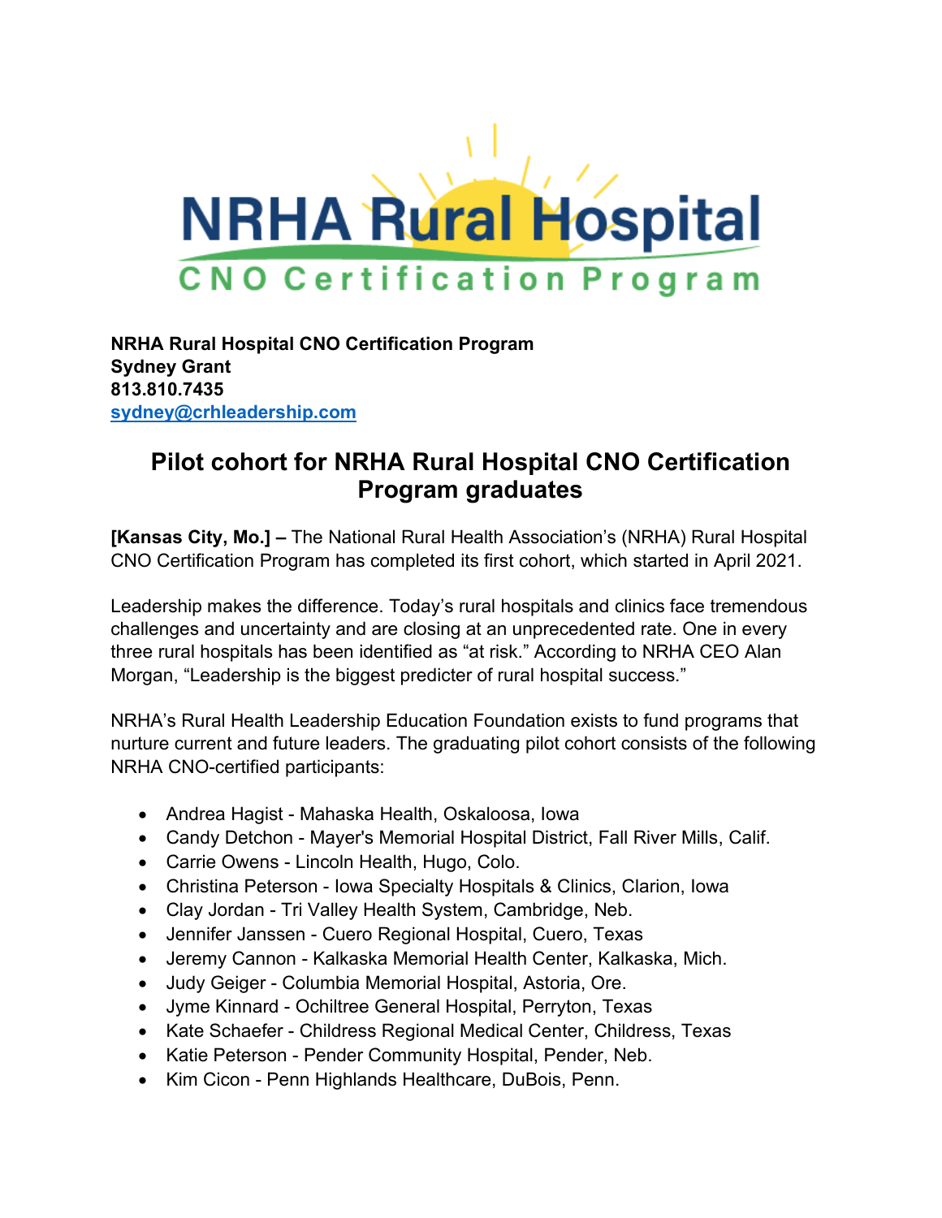NRHA Rural Hospital
CNO Certification Program

**NRHA Rural Hospital CNO Certification Program**
**Sydney Grant**
**813.810.7435**
**sydney@crhleadership.com**

# Pilot cohort for NRHA Rural Hospital CNO Certification Program graduates

**[Kansas City, Mo.] –** The National Rural Health Association's (NRHA) Rural Hospital CNO Certification Program has completed its first cohort, which started in April 2021.

Leadership makes the difference. Today's rural hospitals and clinics face tremendous challenges and uncertainty and are closing at an unprecedented rate. One in every three rural hospitals has been identified as "at risk." According to NRHA CEO Alan Morgan, "Leadership is the biggest predicter of rural hospital success."

NRHA's Rural Health Leadership Education Foundation exists to fund programs that nurture current and future leaders. The graduating pilot cohort consists of the following NRHA CNO-certified participants:

- Andrea Hagist - Mahaska Health, Oskaloosa, Iowa
- Candy Detchon - Mayer's Memorial Hospital District, Fall River Mills, Calif.
- Carrie Owens - Lincoln Health, Hugo, Colo.
- Christina Peterson - Iowa Specialty Hospitals & Clinics, Clarion, Iowa
- Clay Jordan - Tri Valley Health System, Cambridge, Neb.
- Jennifer Janssen - Cuero Regional Hospital, Cuero, Texas
- Jeremy Cannon - Kalkaska Memorial Health Center, Kalkaska, Mich.
- Judy Geiger - Columbia Memorial Hospital, Astoria, Ore.
- Jyme Kinnard - Ochiltree General Hospital, Perryton, Texas
- Kate Schaefer - Childress Regional Medical Center, Childress, Texas
- Katie Peterson - Pender Community Hospital, Pender, Neb.
- Kim Cicon - Penn Highlands Healthcare, DuBois, Penn.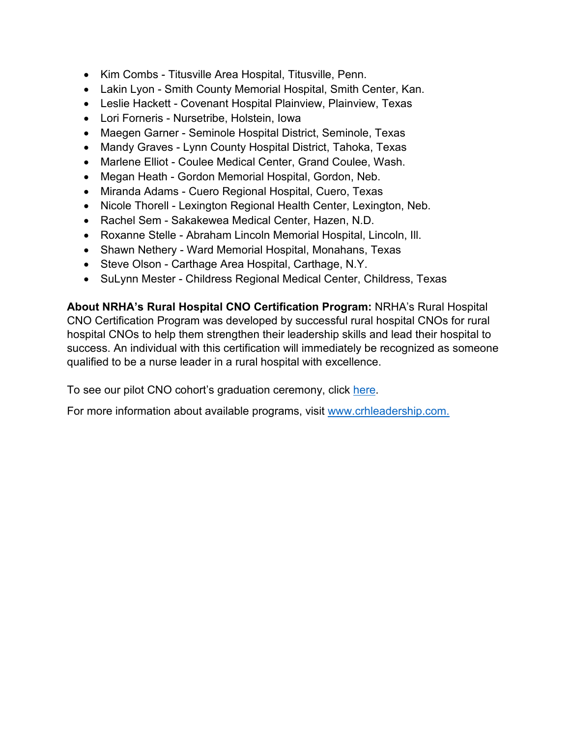- Kim Combs - Titusville Area Hospital, Titusville, Penn.
- Lakin Lyon - Smith County Memorial Hospital, Smith Center, Kan.
- Leslie Hackett - Covenant Hospital Plainview, Plainview, Texas
- Lori Forneris - Nursetribe, Holstein, Iowa
- Maegen Garner - Seminole Hospital District, Seminole, Texas
- Mandy Graves - Lynn County Hospital District, Tahoka, Texas
- Marlene Elliot - Coulee Medical Center, Grand Coulee, Wash.
- Megan Heath - Gordon Memorial Hospital, Gordon, Neb.
- Miranda Adams - Cuero Regional Hospital, Cuero, Texas
- Nicole Thorell - Lexington Regional Health Center, Lexington, Neb.
- Rachel Sem - Sakakewea Medical Center, Hazen, N.D.
- Roxanne Stelle - Abraham Lincoln Memorial Hospital, Lincoln, Ill.
- Shawn Nethery - Ward Memorial Hospital, Monahans, Texas
- Steve Olson - Carthage Area Hospital, Carthage, N.Y.
- SuLynn Mester - Childress Regional Medical Center, Childress, Texas

**About NRHA's Rural Hospital CNO Certification Program:** NRHA's Rural Hospital CNO Certification Program was developed by successful rural hospital CNOs for rural hospital CNOs to help them strengthen their leadership skills and lead their hospital to success. An individual with this certification will immediately be recognized as someone qualified to be a nurse leader in a rural hospital with excellence.

To see our pilot CNO cohort's graduation ceremony, click here.

For more information about available programs, visit www.crhleadership.com.